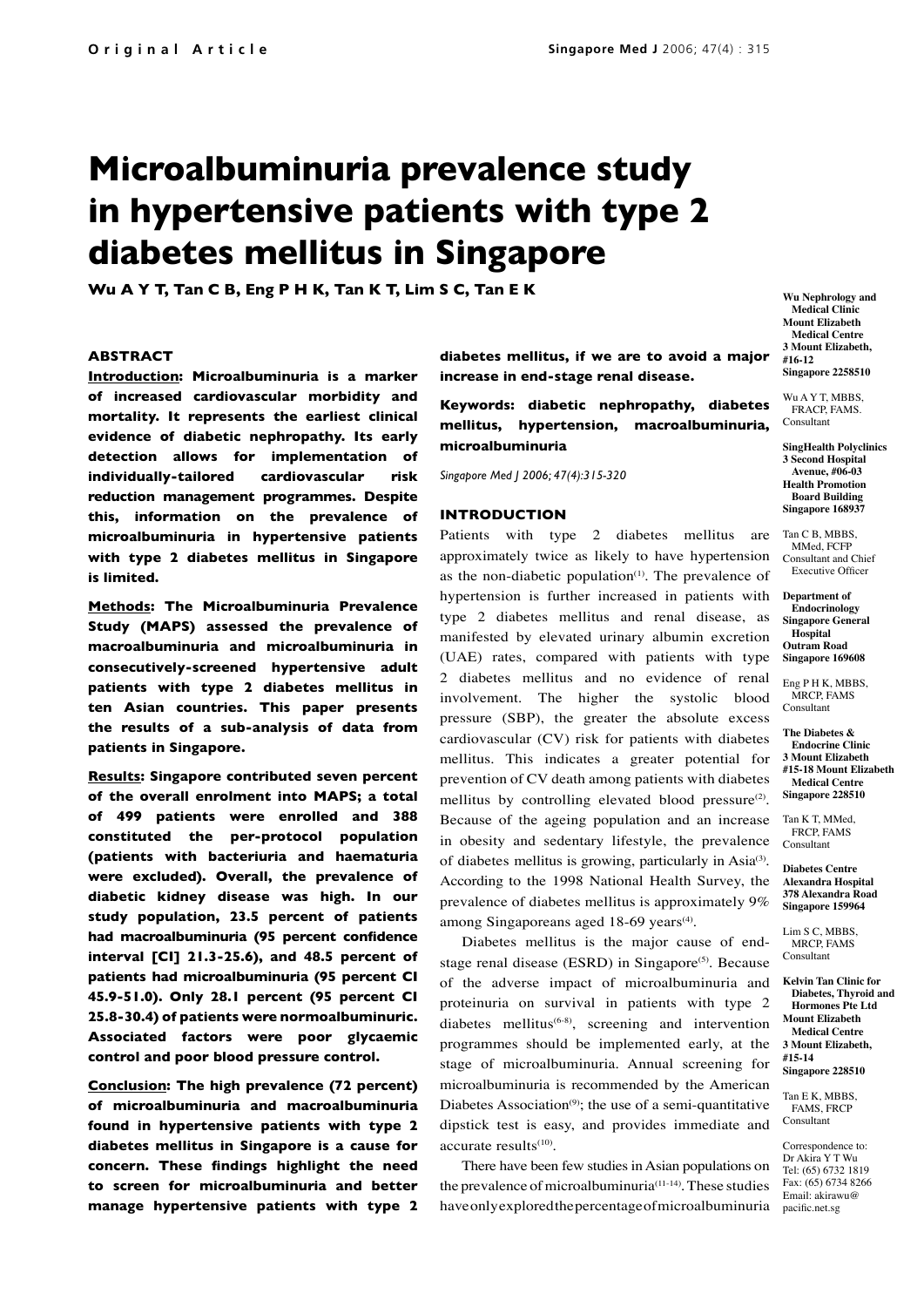# Microalbuminuria prevalence study in hypertensive patients with type 2 diabetes mellitus in Singapore

**Wu A Y T, Tan C B, Eng P H K, Tan K T, Lim S C, Tan E K**

## ABSTRACT

**Introduction: Microalbuminuria is a marker of increased cardiovascular morbidity and mortality. It represents the earliest clinical evidence of diabetic nephropathy. Its early detection allows for implementation of individually-tailored cardiovascular risk reduction management programmes. Despite this, information on the prevalence of microalbuminuria in hypertensive patients with type 2 diabetes mellitus in Singapore is limited.**

**Methods: The Microalbuminuria Prevalence Study (MAPS) assessed the prevalence of macroalbuminuria and microalbuminuria in consecutively-screened hypertensive adult patients with type 2 diabetes mellitus in ten Asian countries. This paper presents the results of a sub-analysis of data from patients in Singapore.**

**Results: Singapore contributed seven percent of the overall enrolment into MAPS; a total of 499 patients were enrolled and 388 constituted the per-protocol population (patients with bacteriuria and haematuria were excluded). Overall, the prevalence of diabetic kidney disease was high. In our study population, 23.5 percent of patients had macroalbuminuria (95 percent confidence interval [CI] 21.3-25.6), and 48.5 percent of patients had microalbuminuria (95 percent CI 45.9-51.0). Only 28.1 percent (95 percent CI 25.8-30.4) of patients were normoalbuminuric. Associated factors were poor glycaemic control and poor blood pressure control.**

**Conclusion: The high prevalence (72 percent) of microalbuminuria and macroalbuminuria found in hypertensive patients with type 2 diabetes mellitus in Singapore is a cause for concern. These findings highlight the need to screen for microalbuminuria and better manage hypertensive patients with type 2 diabetes mellitus, if we are to avoid a major increase in end-stage renal disease.**

**Keywords: diabetic nephropathy, diabetes mellitus, hypertension, macroalbuminuria, microalbuminuria**

*Singapore Med J 2006; 47(4):315-320*

## INTRODUCTION

Patients with type 2 diabetes mellitus are approximately twice as likely to have hypertension as the non-diabetic population[1]. The prevalence of hypertension is further increased in patients with type 2 diabetes mellitus and renal disease, as manifested by elevated urinary albumin excretion (UAE) rates, compared with patients with type 2 diabetes mellitus and no evidence of renal involvement. The higher the systolic blood pressure (SBP), the greater the absolute excess cardiovascular (CV) risk for patients with diabetes mellitus. This indicates a greater potential for prevention of CV death among patients with diabetes mellitus by controlling elevated blood pressure[2]. Because of the ageing population and an increase in obesity and sedentary lifestyle, the prevalence of diabetes mellitus is growing, particularly in Asia[3]. According to the 1998 National Health Survey, the prevalence of diabetes mellitus is approximately 9% among Singaporeans aged 18-69 years[4].

Diabetes mellitus is the major cause of end-stage renal disease (ESRD) in Singapore[5]. Because of the adverse impact of microalbuminuria and proteinuria on survival in patients with type 2 diabetes mellitus[6-8], screening and intervention programmes should be implemented early, at the stage of microalbuminuria. Annual screening for microalbuminuria is recommended by the American Diabetes Association[9]; the use of a semi-quantitative dipstick test is easy, and provides immediate and accurate results[10].

There have been few studies in Asian populations on the prevalence of microalbuminuria[11-14]. These studies have only explored the percentage of microalbuminuria

**Wu Nephrology and Medical Clinic**
**Mount Elizabeth Medical Centre**
**3 Mount Elizabeth, #16-12**
**Singapore 2258510**

Wu A Y T, MBBS, FRACP, FAMS. Consultant

**SingHealth Polyclinics**
**3 Second Hospital Avenue, #06-03**
**Health Promotion Board Building**
**Singapore 168937**

Tan C B, MBBS, MMed, FCFP Consultant and Chief Executive Officer

**Department of Endocrinology**
**Singapore General Hospital**
**Outram Road**
**Singapore 169608**

Eng P H K, MBBS, MRCP, FAMS Consultant

**The Diabetes & Endocrine Clinic**
**3 Mount Elizabeth #15-18 Mount Elizabeth Medical Centre**
**Singapore 228510**

Tan K T, MMed, FRCP, FAMS Consultant

**Diabetes Centre**
**Alexandra Hospital**
**378 Alexandra Road**
**Singapore 159964**

Lim S C, MBBS, MRCP, FAMS Consultant

**Kelvin Tan Clinic for Diabetes, Thyroid and Hormones Pte Ltd**
**Mount Elizabeth Medical Centre**
**3 Mount Elizabeth, #15-14**
**Singapore 228510**

Tan E K, MBBS, FAMS, FRCP Consultant

Correspondence to: Dr Akira Y T Wu
Tel: (65) 6732 1819
Fax: (65) 6734 8266
Email: akirawu@pacific.net.sg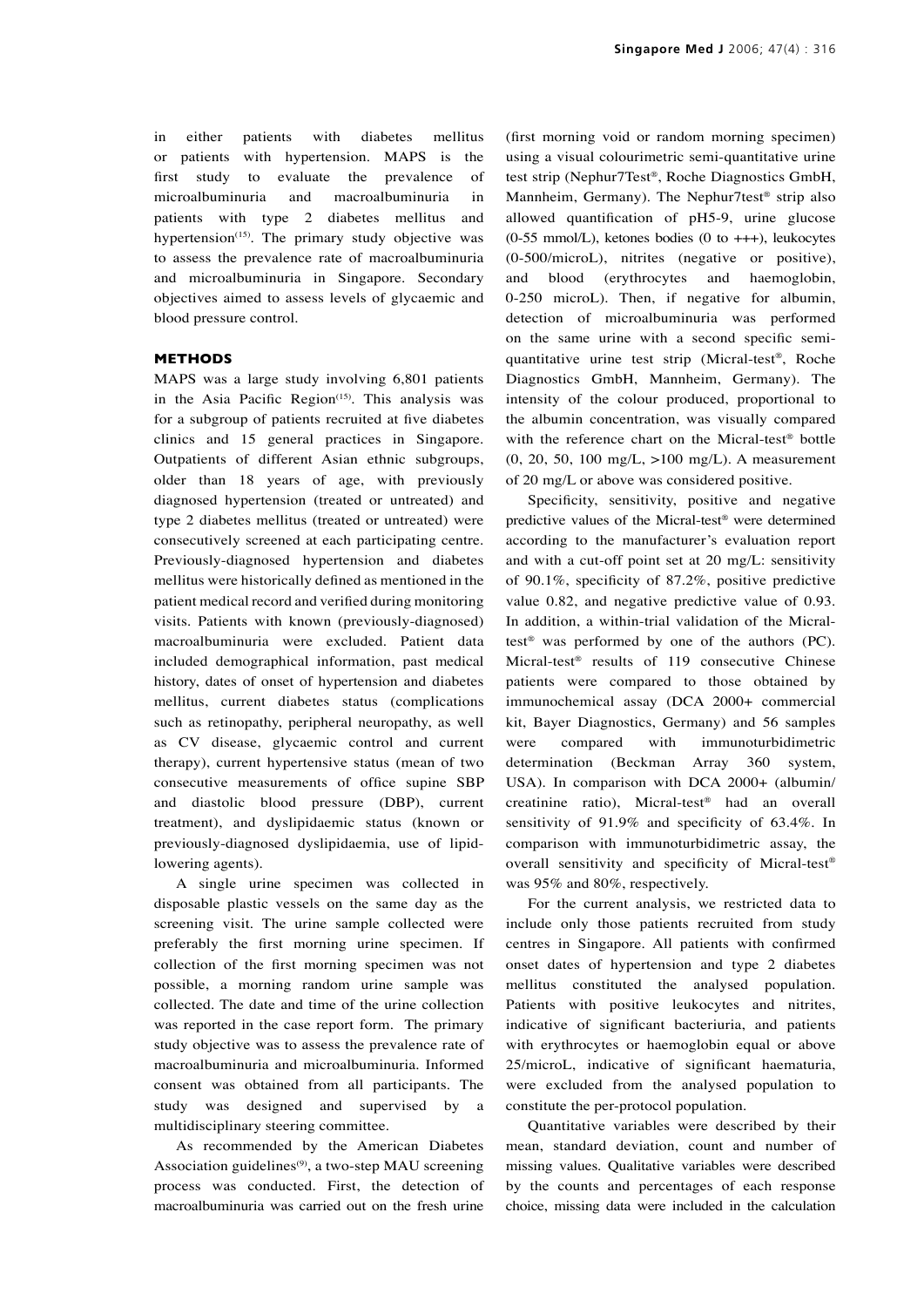in either patients with diabetes mellitus or patients with hypertension. MAPS is the first study to evaluate the prevalence of microalbuminuria and macroalbuminuria in patients with type 2 diabetes mellitus and hypertension[15]. The primary study objective was to assess the prevalence rate of macroalbuminuria and microalbuminuria in Singapore. Secondary objectives aimed to assess levels of glycaemic and blood pressure control.

## METHODS

MAPS was a large study involving 6,801 patients in the Asia Pacific Region[15]. This analysis was for a subgroup of patients recruited at five diabetes clinics and 15 general practices in Singapore. Outpatients of different Asian ethnic subgroups, older than 18 years of age, with previously diagnosed hypertension (treated or untreated) and type 2 diabetes mellitus (treated or untreated) were consecutively screened at each participating centre. Previously-diagnosed hypertension and diabetes mellitus were historically defined as mentioned in the patient medical record and verified during monitoring visits. Patients with known (previously-diagnosed) macroalbuminuria were excluded. Patient data included demographical information, past medical history, dates of onset of hypertension and diabetes mellitus, current diabetes status (complications such as retinopathy, peripheral neuropathy, as well as CV disease, glycaemic control and current therapy), current hypertensive status (mean of two consecutive measurements of office supine SBP and diastolic blood pressure (DBP), current treatment), and dyslipidaemic status (known or previously-diagnosed dyslipidaemia, use of lipid-lowering agents).

A single urine specimen was collected in disposable plastic vessels on the same day as the screening visit. The urine sample collected were preferably the first morning urine specimen. If collection of the first morning specimen was not possible, a morning random urine sample was collected. The date and time of the urine collection was reported in the case report form. The primary study objective was to assess the prevalence rate of macroalbuminuria and microalbuminuria. Informed consent was obtained from all participants. The study was designed and supervised by a multidisciplinary steering committee.

As recommended by the American Diabetes Association guidelines[9], a two-step MAU screening process was conducted. First, the detection of macroalbuminuria was carried out on the fresh urine (first morning void or random morning specimen) using a visual colourimetric semi-quantitative urine test strip (Nephur7Test®, Roche Diagnostics GmbH, Mannheim, Germany). The Nephur7test® strip also allowed quantification of pH5-9, urine glucose (0-55 mmol/L), ketones bodies (0 to +++), leukocytes (0-500/microL), nitrites (negative or positive), and blood (erythrocytes and haemoglobin, 0-250 microL). Then, if negative for albumin, detection of microalbuminuria was performed on the same urine with a second specific semi-quantitative urine test strip (Micral-test®, Roche Diagnostics GmbH, Mannheim, Germany). The intensity of the colour produced, proportional to the albumin concentration, was visually compared with the reference chart on the Micral-test® bottle (0, 20, 50, 100 mg/L, >100 mg/L). A measurement of 20 mg/L or above was considered positive.

Specificity, sensitivity, positive and negative predictive values of the Micral-test® were determined according to the manufacturer's evaluation report and with a cut-off point set at 20 mg/L: sensitivity of 90.1%, specificity of 87.2%, positive predictive value 0.82, and negative predictive value of 0.93. In addition, a within-trial validation of the Micral-test® was performed by one of the authors (PC). Micral-test® results of 119 consecutive Chinese patients were compared to those obtained by immunochemical assay (DCA 2000+ commercial kit, Bayer Diagnostics, Germany) and 56 samples were compared with immunoturbidimetric determination (Beckman Array 360 system, USA). In comparison with DCA 2000+ (albumin/creatinine ratio), Micral-test® had an overall sensitivity of 91.9% and specificity of 63.4%. In comparison with immunoturbidimetric assay, the overall sensitivity and specificity of Micral-test® was 95% and 80%, respectively.

For the current analysis, we restricted data to include only those patients recruited from study centres in Singapore. All patients with confirmed onset dates of hypertension and type 2 diabetes mellitus constituted the analysed population. Patients with positive leukocytes and nitrites, indicative of significant bacteriuria, and patients with erythrocytes or haemoglobin equal or above 25/microL, indicative of significant haematuria, were excluded from the analysed population to constitute the per-protocol population.

Quantitative variables were described by their mean, standard deviation, count and number of missing values. Qualitative variables were described by the counts and percentages of each response choice, missing data were included in the calculation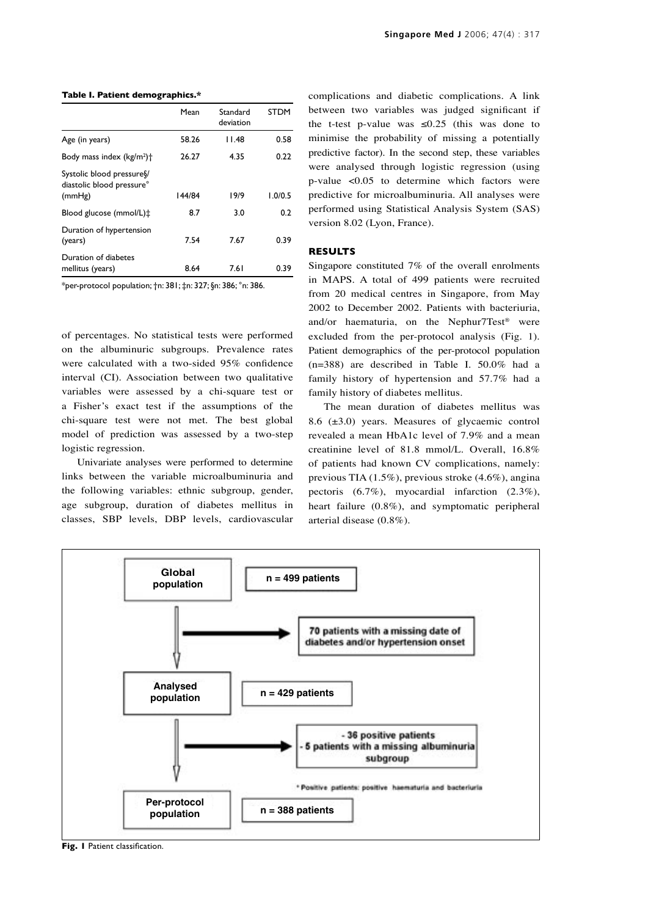**Table I. Patient demographics.***

| | Mean | Standard deviation | STDM |
|---|---|---|---|
| Age (in years) | 58.26 | 11.48 | 0.58 |
| Body mass index (kg/m²)† | 26.27 | 4.35 | 0.22 |
| Systolic blood pressure§/ diastolic blood pressure° (mmHg) | 144/84 | 19/9 | 1.0/0.5 |
| Blood glucose (mmol/L)‡ | 8.7 | 3.0 | 0.2 |
| Duration of hypertension (years) | 7.54 | 7.67 | 0.39 |
| Duration of diabetes mellitus (years) | 8.64 | 7.61 | 0.39 |

*per-protocol population; †n: 381; ‡n: 327; §n: 386; °n: 386.

of percentages. No statistical tests were performed on the albuminuric subgroups. Prevalence rates were calculated with a two-sided 95% confidence interval (CI). Association between two qualitative variables were assessed by a chi-square test or a Fisher's exact test if the assumptions of the chi-square test were not met. The best global model of prediction was assessed by a two-step logistic regression.

Univariate analyses were performed to determine links between the variable microalbuminuria and the following variables: ethnic subgroup, gender, age subgroup, duration of diabetes mellitus in classes, SBP levels, DBP levels, cardiovascular complications and diabetic complications. A link between two variables was judged significant if the t-test p-value was ≤0.25 (this was done to minimise the probability of missing a potentially predictive factor). In the second step, these variables were analysed through logistic regression (using p-value <0.05 to determine which factors were predictive for microalbuminuria. All analyses were performed using Statistical Analysis System (SAS) version 8.02 (Lyon, France).

## RESULTS

Singapore constituted 7% of the overall enrolments in MAPS. A total of 499 patients were recruited from 20 medical centres in Singapore, from May 2002 to December 2002. Patients with bacteriuria, and/or haematuria, on the Nephur7Test® were excluded from the per-protocol analysis (Fig. 1). Patient demographics of the per-protocol population (n=388) are described in Table I. 50.0% had a family history of hypertension and 57.7% had a family history of diabetes mellitus.

The mean duration of diabetes mellitus was 8.6 (±3.0) years. Measures of glycaemic control revealed a mean HbA1c level of 7.9% and a mean creatinine level of 81.8 mmol/L. Overall, 16.8% of patients had known CV complications, namely: previous TIA (1.5%), previous stroke (4.6%), angina pectoris (6.7%), myocardial infarction (2.3%), heart failure (0.8%), and symptomatic peripheral arterial disease (0.8%).

Global population — n = 499 patients
→ 70 patients with a missing date of diabetes and/or hypertension onset

Analysed population — n = 429 patients
→ - 36 positive patients
- 5 patients with a missing albuminuria subgroup

\* Positive patients: positive haematuria and bacteriuria

Per-protocol population — n = 388 patients

**Fig. 1** Patient classification.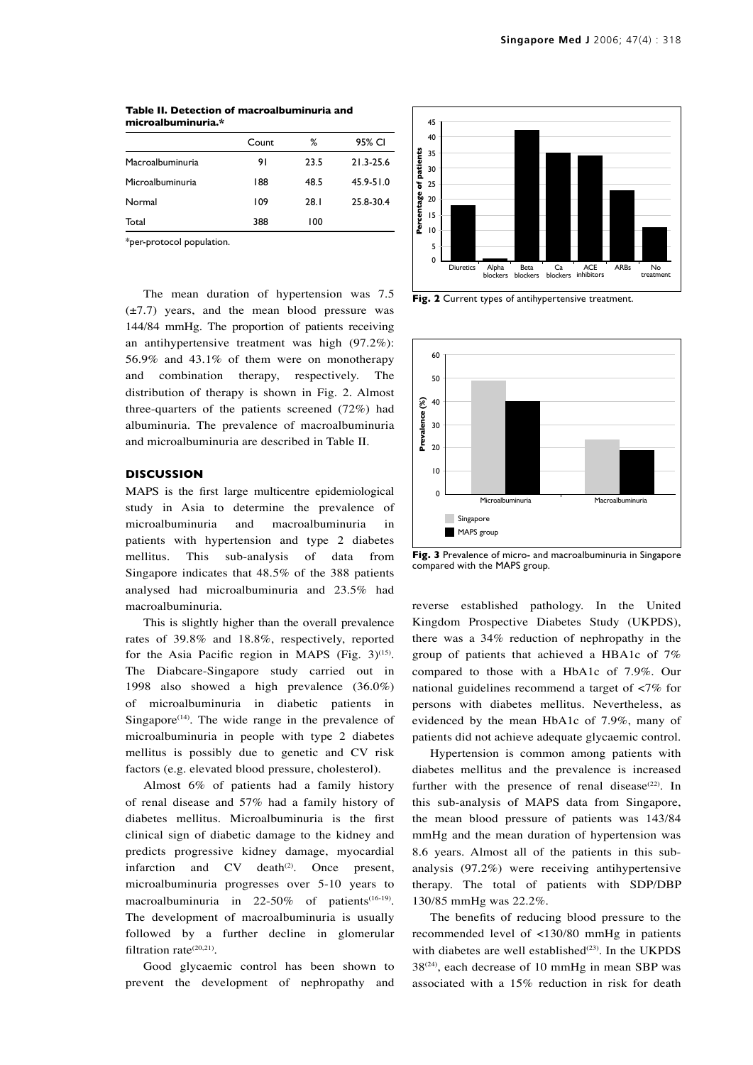**Table II. Detection of macroalbuminuria and microalbuminuria.***

| | Count | % | 95% CI |
|---|---|---|---|
| Macroalbuminuria | 91 | 23.5 | 21.3-25.6 |
| Microalbuminuria | 188 | 48.5 | 45.9-51.0 |
| Normal | 109 | 28.1 | 25.8-30.4 |
| Total | 388 | 100 | |

*per-protocol population.

The mean duration of hypertension was 7.5 (±7.7) years, and the mean blood pressure was 144/84 mmHg. The proportion of patients receiving an antihypertensive treatment was high (97.2%): 56.9% and 43.1% of them were on monotherapy and combination therapy, respectively. The distribution of therapy is shown in Fig. 2. Almost three-quarters of the patients screened (72%) had albuminuria. The prevalence of macroalbuminuria and microalbuminuria are described in Table II.

**Fig. 2** Current types of antihypertensive treatment.

## DISCUSSION

MAPS is the first large multicentre epidemiological study in Asia to determine the prevalence of microalbuminuria and macroalbuminuria in patients with hypertension and type 2 diabetes mellitus. This sub-analysis of data from Singapore indicates that 48.5% of the 388 patients analysed had microalbuminuria and 23.5% had macroalbuminuria.

This is slightly higher than the overall prevalence rates of 39.8% and 18.8%, respectively, reported for the Asia Pacific region in MAPS (Fig. 3)[15]. The Diabcare-Singapore study carried out in 1998 also showed a high prevalence (36.0%) of microalbuminuria in diabetic patients in Singapore[14]. The wide range in the prevalence of microalbuminuria in people with type 2 diabetes mellitus is possibly due to genetic and CV risk factors (e.g. elevated blood pressure, cholesterol).

Almost 6% of patients had a family history of renal disease and 57% had a family history of diabetes mellitus. Microalbuminuria is the first clinical sign of diabetic damage to the kidney and predicts progressive kidney damage, myocardial infarction and CV death[2]. Once present, microalbuminuria progresses over 5-10 years to macroalbuminuria in 22-50% of patients[16-19]. The development of macroalbuminuria is usually followed by a further decline in glomerular filtration rate[20,21].

Good glycaemic control has been shown to prevent the development of nephropathy and reverse established pathology. In the United Kingdom Prospective Diabetes Study (UKPDS), there was a 34% reduction of nephropathy in the group of patients that achieved a HBA1c of 7% compared to those with a HbA1c of 7.9%. Our national guidelines recommend a target of <7% for persons with diabetes mellitus. Nevertheless, as evidenced by the mean HbA1c of 7.9%, many of patients did not achieve adequate glycaemic control.

**Fig. 3** Prevalence of micro- and macroalbuminuria in Singapore compared with the MAPS group.

Hypertension is common among patients with diabetes mellitus and the prevalence is increased further with the presence of renal disease[22]. In this sub-analysis of MAPS data from Singapore, the mean blood pressure of patients was 143/84 mmHg and the mean duration of hypertension was 8.6 years. Almost all of the patients in this sub-analysis (97.2%) were receiving antihypertensive therapy. The total of patients with SDP/DBP 130/85 mmHg was 22.2%.

The benefits of reducing blood pressure to the recommended level of <130/80 mmHg in patients with diabetes are well established[23]. In the UKPDS 38[24], each decrease of 10 mmHg in mean SBP was associated with a 15% reduction in risk for death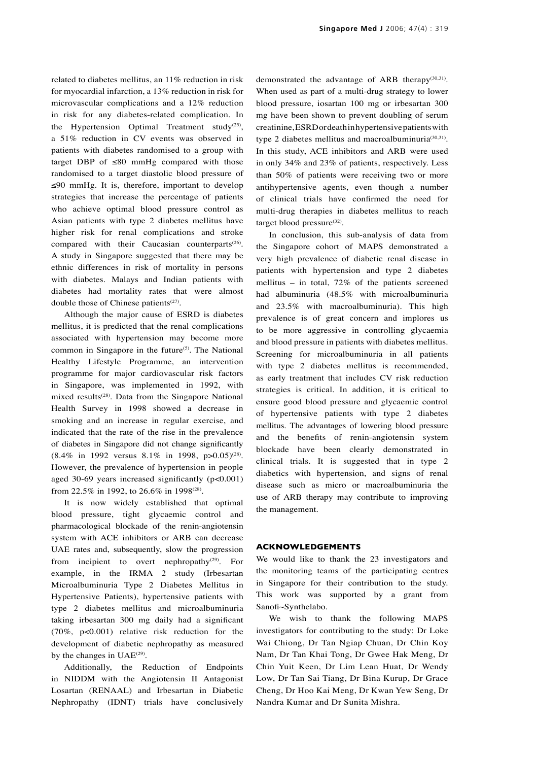related to diabetes mellitus, an 11% reduction in risk for myocardial infarction, a 13% reduction in risk for microvascular complications and a 12% reduction in risk for any diabetes-related complication. In the Hypertension Optimal Treatment study[25], a 51% reduction in CV events was observed in patients with diabetes randomised to a group with target DBP of ≤80 mmHg compared with those randomised to a target diastolic blood pressure of ≤90 mmHg. It is, therefore, important to develop strategies that increase the percentage of patients who achieve optimal blood pressure control as Asian patients with type 2 diabetes mellitus have higher risk for renal complications and stroke compared with their Caucasian counterparts[26]. A study in Singapore suggested that there may be ethnic differences in risk of mortality in persons with diabetes. Malays and Indian patients with diabetes had mortality rates that were almost double those of Chinese patients[27].

Although the major cause of ESRD is diabetes mellitus, it is predicted that the renal complications associated with hypertension may become more common in Singapore in the future[5]. The National Healthy Lifestyle Programme, an intervention programme for major cardiovascular risk factors in Singapore, was implemented in 1992, with mixed results[28]. Data from the Singapore National Health Survey in 1998 showed a decrease in smoking and an increase in regular exercise, and indicated that the rate of the rise in the prevalence of diabetes in Singapore did not change significantly (8.4% in 1992 versus 8.1% in 1998, $p>0.05$)[28]. However, the prevalence of hypertension in people aged 30-69 years increased significantly ($p<0.001$) from 22.5% in 1992, to 26.6% in 1998[28].

It is now widely established that optimal blood pressure, tight glycaemic control and pharmacological blockade of the renin-angiotensin system with ACE inhibitors or ARB can decrease UAE rates and, subsequently, slow the progression from incipient to overt nephropathy[29]. For example, in the IRMA 2 study (Irbesartan Microalbuminuria Type 2 Diabetes Mellitus in Hypertensive Patients), hypertensive patients with type 2 diabetes mellitus and microalbuminuria taking irbesartan 300 mg daily had a significant (70%, $p<0.001$) relative risk reduction for the development of diabetic nephropathy as measured by the changes in UAE[29].

Additionally, the Reduction of Endpoints in NIDDM with the Angiotensin II Antagonist Losartan (RENAAL) and Irbesartan in Diabetic Nephropathy (IDNT) trials have conclusively demonstrated the advantage of ARB therapy[30,31]. When used as part of a multi-drug strategy to lower blood pressure, iosartan 100 mg or irbesartan 300 mg have been shown to prevent doubling of serum creatinine, ESRD or death in hypertensive patients with type 2 diabetes mellitus and macroalbuminuria[30,31]. In this study, ACE inhibitors and ARB were used in only 34% and 23% of patients, respectively. Less than 50% of patients were receiving two or more antihypertensive agents, even though a number of clinical trials have confirmed the need for multi-drug therapies in diabetes mellitus to reach target blood pressure[32].

In conclusion, this sub-analysis of data from the Singapore cohort of MAPS demonstrated a very high prevalence of diabetic renal disease in patients with hypertension and type 2 diabetes mellitus – in total, 72% of the patients screened had albuminuria (48.5% with microalbuminuria and 23.5% with macroalbuminuria). This high prevalence is of great concern and implores us to be more aggressive in controlling glycaemia and blood pressure in patients with diabetes mellitus. Screening for microalbuminuria in all patients with type 2 diabetes mellitus is recommended, as early treatment that includes CV risk reduction strategies is critical. In addition, it is critical to ensure good blood pressure and glycaemic control of hypertensive patients with type 2 diabetes mellitus. The advantages of lowering blood pressure and the benefits of renin-angiotensin system blockade have been clearly demonstrated in clinical trials. It is suggested that in type 2 diabetics with hypertension, and signs of renal disease such as micro or macroalbuminuria the use of ARB therapy may contribute to improving the management.

## ACKNOWLEDGEMENTS

We would like to thank the 23 investigators and the monitoring teams of the participating centres in Singapore for their contribution to the study. This work was supported by a grant from Sanofi~Synthelabo.

We wish to thank the following MAPS investigators for contributing to the study: Dr Loke Wai Chiong, Dr Tan Ngiap Chuan, Dr Chin Koy Nam, Dr Tan Khai Tong, Dr Gwee Hak Meng, Dr Chin Yuit Keen, Dr Lim Lean Huat, Dr Wendy Low, Dr Tan Sai Tiang, Dr Bina Kurup, Dr Grace Cheng, Dr Hoo Kai Meng, Dr Kwan Yew Seng, Dr Nandra Kumar and Dr Sunita Mishra.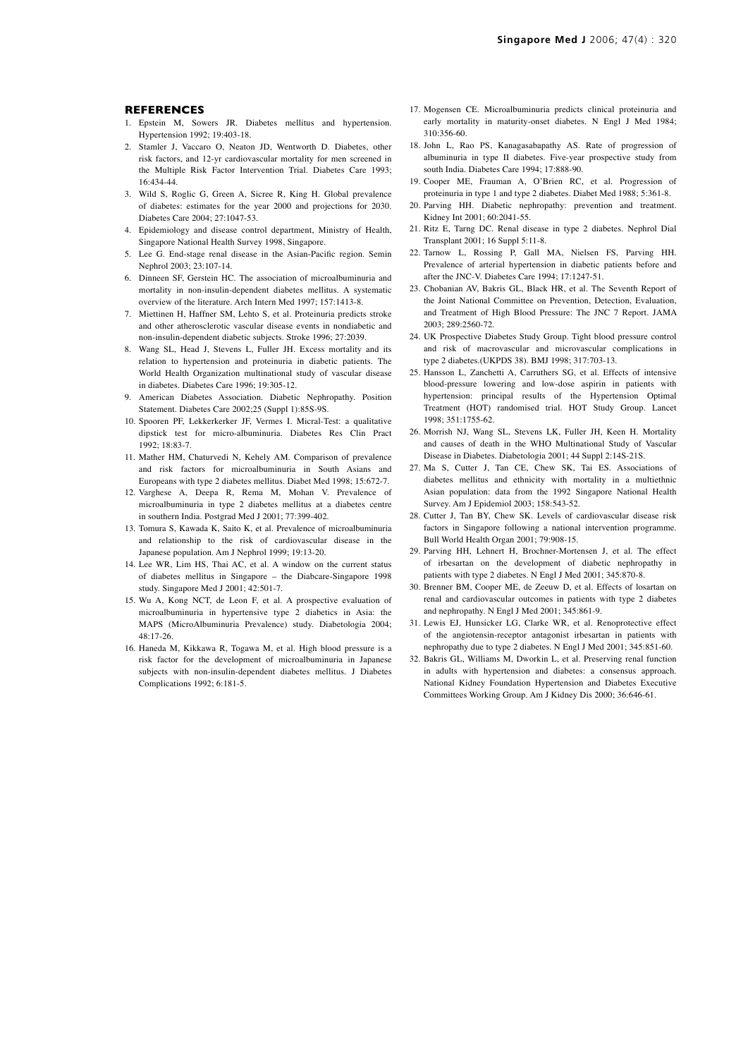## REFERENCES

1. Epstein M, Sowers JR. Diabetes mellitus and hypertension. Hypertension 1992; 19:403-18.
2. Stamler J, Vaccaro O, Neaton JD, Wentworth D. Diabetes, other risk factors, and 12-yr cardiovascular mortality for men screened in the Multiple Risk Factor Intervention Trial. Diabetes Care 1993; 16:434-44.
3. Wild S, Roglic G, Green A, Sicree R, King H. Global prevalence of diabetes: estimates for the year 2000 and projections for 2030. Diabetes Care 2004; 27:1047-53.
4. Epidemiology and disease control department, Ministry of Health, Singapore National Health Survey 1998, Singapore.
5. Lee G. End-stage renal disease in the Asian-Pacific region. Semin Nephrol 2003; 23:107-14.
6. Dinneen SF, Gerstein HC. The association of microalbuminuria and mortality in non-insulin-dependent diabetes mellitus. A systematic overview of the literature. Arch Intern Med 1997; 157:1413-8.
7. Miettinen H, Haffner SM, Lehto S, et al. Proteinuria predicts stroke and other atherosclerotic vascular disease events in nondiabetic and non-insulin-dependent diabetic subjects. Stroke 1996; 27:2039.
8. Wang SL, Head J, Stevens L, Fuller JH. Excess mortality and its relation to hypertension and proteinuria in diabetic patients. The World Health Organization multinational study of vascular disease in diabetes. Diabetes Care 1996; 19:305-12.
9. American Diabetes Association. Diabetic Nephropathy. Position Statement. Diabetes Care 2002;25 (Suppl 1):85S-9S.
10. Spooren PF, Lekkerkerker JF, Vermes I. Micral-Test: a qualitative dipstick test for micro-albuminuria. Diabetes Res Clin Pract 1992; 18:83-7.
11. Mather HM, Chaturvedi N, Kehely AM. Comparison of prevalence and risk factors for microalbuminuria in South Asians and Europeans with type 2 diabetes mellitus. Diabet Med 1998; 15:672-7.
12. Varghese A, Deepa R, Rema M, Mohan V. Prevalence of microalbuminuria in type 2 diabetes mellitus at a diabetes centre in southern India. Postgrad Med J 2001; 77:399-402.
13. Tomura S, Kawada K, Saito K, et al. Prevalence of microalbuminuria and relationship to the risk of cardiovascular disease in the Japanese population. Am J Nephrol 1999; 19:13-20.
14. Lee WR, Lim HS, Thai AC, et al. A window on the current status of diabetes mellitus in Singapore – the Diabcare-Singapore 1998 study. Singapore Med J 2001; 42:501-7.
15. Wu A, Kong NCT, de Leon F, et al. A prospective evaluation of microalbuminuria in hypertensive type 2 diabetics in Asia: the MAPS (MicroAlbuminuria Prevalence) study. Diabetologia 2004; 48:17-26.
16. Haneda M, Kikkawa R, Togawa M, et al. High blood pressure is a risk factor for the development of microalbuminuria in Japanese subjects with non-insulin-dependent diabetes mellitus. J Diabetes Complications 1992; 6:181-5.
17. Mogensen CE. Microalbuminuria predicts clinical proteinuria and early mortality in maturity-onset diabetes. N Engl J Med 1984; 310:356-60.
18. John L, Rao PS, Kanagasabapathy AS. Rate of progression of albuminuria in type II diabetes. Five-year prospective study from south India. Diabetes Care 1994; 17:888-90.
19. Cooper ME, Frauman A, O'Brien RC, et al. Progression of proteinuria in type 1 and type 2 diabetes. Diabet Med 1988; 5:361-8.
20. Parving HH. Diabetic nephropathy: prevention and treatment. Kidney Int 2001; 60:2041-55.
21. Ritz E, Tarng DC. Renal disease in type 2 diabetes. Nephrol Dial Transplant 2001; 16 Suppl 5:11-8.
22. Tarnow L, Rossing P, Gall MA, Nielsen FS, Parving HH. Prevalence of arterial hypertension in diabetic patients before and after the JNC-V. Diabetes Care 1994; 17:1247-51.
23. Chobanian AV, Bakris GL, Black HR, et al. The Seventh Report of the Joint National Committee on Prevention, Detection, Evaluation, and Treatment of High Blood Pressure: The JNC 7 Report. JAMA 2003; 289:2560-72.
24. UK Prospective Diabetes Study Group. Tight blood pressure control and risk of macrovascular and microvascular complications in type 2 diabetes.(UKPDS 38). BMJ 1998; 317:703-13.
25. Hansson L, Zanchetti A, Carruthers SG, et al. Effects of intensive blood-pressure lowering and low-dose aspirin in patients with hypertension: principal results of the Hypertension Optimal Treatment (HOT) randomised trial. HOT Study Group. Lancet 1998; 351:1755-62.
26. Morrish NJ, Wang SL, Stevens LK, Fuller JH, Keen H. Mortality and causes of death in the WHO Multinational Study of Vascular Disease in Diabetes. Diabetologia 2001; 44 Suppl 2:14S-21S.
27. Ma S, Cutter J, Tan CE, Chew SK, Tai ES. Associations of diabetes mellitus and ethnicity with mortality in a multiethnic Asian population: data from the 1992 Singapore National Health Survey. Am J Epidemiol 2003; 158:543-52.
28. Cutter J, Tan BY, Chew SK. Levels of cardiovascular disease risk factors in Singapore following a national intervention programme. Bull World Health Organ 2001; 79:908-15.
29. Parving HH, Lehnert H, Brochner-Mortensen J, et al. The effect of irbesartan on the development of diabetic nephropathy in patients with type 2 diabetes. N Engl J Med 2001; 345:870-8.
30. Brenner BM, Cooper ME, de Zeeuw D, et al. Effects of losartan on renal and cardiovascular outcomes in patients with type 2 diabetes and nephropathy. N Engl J Med 2001; 345:861-9.
31. Lewis EJ, Hunsicker LG, Clarke WR, et al. Renoprotective effect of the angiotensin-receptor antagonist irbesartan in patients with nephropathy due to type 2 diabetes. N Engl J Med 2001; 345:851-60.
32. Bakris GL, Williams M, Dworkin L, et al. Preserving renal function in adults with hypertension and diabetes: a consensus approach. National Kidney Foundation Hypertension and Diabetes Executive Committees Working Group. Am J Kidney Dis 2000; 36:646-61.